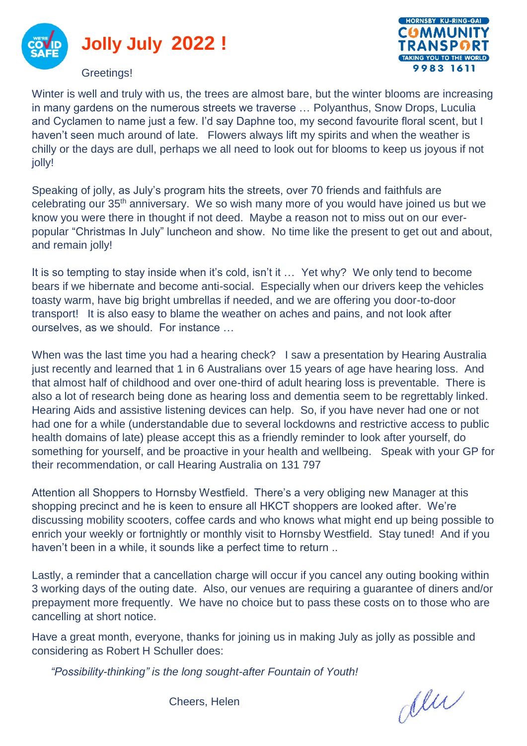# Jolly July 2022 !

HORNSBY KU-RING-GAI COMMUNITY TRANSPORT
TAKING YOU TO THE WORLD
9983 1611

Greetings!

Winter is well and truly with us, the trees are almost bare, but the winter blooms are increasing in many gardens on the numerous streets we traverse … Polyanthus, Snow Drops, Luculia and Cyclamen to name just a few. I'd say Daphne too, my second favourite floral scent, but I haven't seen much around of late. Flowers always lift my spirits and when the weather is chilly or the days are dull, perhaps we all need to look out for blooms to keep us joyous if not jolly!

Speaking of jolly, as July's program hits the streets, over 70 friends and faithfuls are celebrating our 35th anniversary. We so wish many more of you would have joined us but we know you were there in thought if not deed. Maybe a reason not to miss out on our ever-popular "Christmas In July" luncheon and show. No time like the present to get out and about, and remain jolly!

It is so tempting to stay inside when it's cold, isn't it … Yet why? We only tend to become bears if we hibernate and become anti-social. Especially when our drivers keep the vehicles toasty warm, have big bright umbrellas if needed, and we are offering you door-to-door transport! It is also easy to blame the weather on aches and pains, and not look after ourselves, as we should. For instance …

When was the last time you had a hearing check? I saw a presentation by Hearing Australia just recently and learned that 1 in 6 Australians over 15 years of age have hearing loss. And that almost half of childhood and over one-third of adult hearing loss is preventable. There is also a lot of research being done as hearing loss and dementia seem to be regrettably linked. Hearing Aids and assistive listening devices can help. So, if you have never had one or not had one for a while (understandable due to several lockdowns and restrictive access to public health domains of late) please accept this as a friendly reminder to look after yourself, do something for yourself, and be proactive in your health and wellbeing. Speak with your GP for their recommendation, or call Hearing Australia on 131 797

Attention all Shoppers to Hornsby Westfield. There's a very obliging new Manager at this shopping precinct and he is keen to ensure all HKCT shoppers are looked after. We're discussing mobility scooters, coffee cards and who knows what might end up being possible to enrich your weekly or fortnightly or monthly visit to Hornsby Westfield. Stay tuned! And if you haven't been in a while, it sounds like a perfect time to return ..

Lastly, a reminder that a cancellation charge will occur if you cancel any outing booking within 3 working days of the outing date. Also, our venues are requiring a guarantee of diners and/or prepayment more frequently. We have no choice but to pass these costs on to those who are cancelling at short notice.

Have a great month, everyone, thanks for joining us in making July as jolly as possible and considering as Robert H Schuller does:

*"Possibility-thinking" is the long sought-after Fountain of Youth!*

Cheers, Helen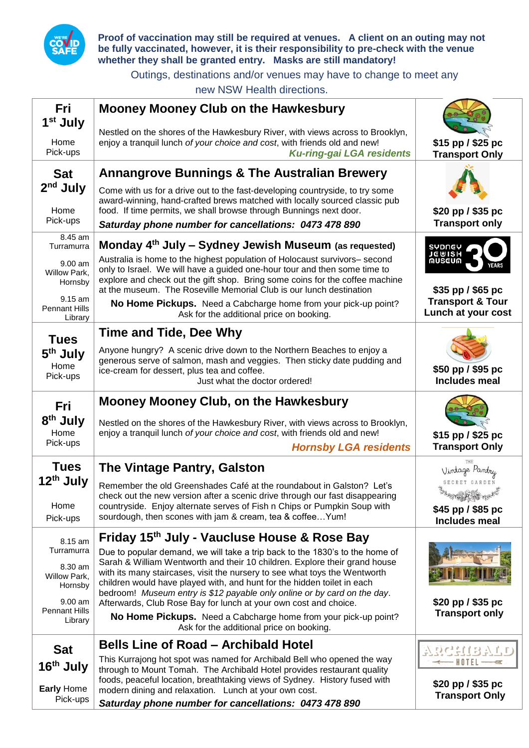**Proof of vaccination may still be required at venues. A client on an outing may not be fully vaccinated, however, it is their responsibility to pre-check with the venue whether they shall be granted entry. Masks are still mandatory!**

Outings, destinations and/or venues may have to change to meet any new NSW Health directions.

| Date / Pick-up | Outing | Cost |
|---|---|---|
| **Fri 1st July**<br>Home Pick-ups | **Mooney Mooney Club on the Hawkesbury**<br>Nestled on the shores of the Hawkesbury River, with views across to Brooklyn, enjoy a tranquil lunch *of your choice and cost*, with friends old and new!<br>***Ku-ring-gai LGA residents*** | **$15 pp / $25 pc Transport Only** |
| **Sat 2nd July**<br>Home Pick-ups | **Annangrove Bunnings & The Australian Brewery**<br>Come with us for a drive out to the fast-developing countryside, to try some award-winning, hand-crafted brews matched with locally sourced classic pub food. If time permits, we shall browse through Bunnings next door.<br>***Saturday phone number for cancellations: 0473 478 890*** | **$20 pp / $35 pc Transport only** |
| 8.45 am Turramurra<br>9.00 am Willow Park, Hornsby<br>9.15 am Pennant Hills Library | **Monday 4th July – Sydney Jewish Museum (as requested)**<br>Australia is home to the highest population of Holocaust survivors– second only to Israel. We will have a guided one-hour tour and then some time to explore and check out the gift shop. Bring some coins for the coffee machine at the museum. The Roseville Memorial Club is our lunch destination<br>**No Home Pickups.** Need a Cabcharge home from your pick-up point? Ask for the additional price on booking. | **$35 pp / $65 pc Transport & Tour Lunch at your cost** |
| **Tues 5th July**<br>Home Pick-ups | **Time and Tide, Dee Why**<br>Anyone hungry? A scenic drive down to the Northern Beaches to enjoy a generous serve of salmon, mash and veggies. Then sticky date pudding and ice-cream for dessert, plus tea and coffee.<br>Just what the doctor ordered! | **$50 pp / $95 pc Includes meal** |
| **Fri 8th July**<br>Home Pick-ups | **Mooney Mooney Club, on the Hawkesbury**<br>Nestled on the shores of the Hawkesbury River, with views across to Brooklyn, enjoy a tranquil lunch *of your choice and cost*, with friends old and new!<br>***Hornsby LGA residents*** | **$15 pp / $25 pc Transport Only** |
| **Tues 12th July**<br>Home Pick-ups | **The Vintage Pantry, Galston**<br>Remember the old Greenshades Café at the roundabout in Galston? Let's check out the new version after a scenic drive through our fast disappearing countryside. Enjoy alternate serves of Fish n Chips or Pumpkin Soup with sourdough, then scones with jam & cream, tea & coffee…Yum! | **$45 pp / $85 pc Includes meal** |
| 8.15 am Turramurra<br>8.30 am Willow Park, Hornsby<br>9.00 am Pennant Hills Library | **Friday 15th July - Vaucluse House & Rose Bay**<br>Due to popular demand, we will take a trip back to the 1830's to the home of Sarah & William Wentworth and their 10 children. Explore their grand house with its many staircases, visit the nursery to see what toys the Wentworth children would have played with, and hunt for the hidden toilet in each bedroom! *Museum entry is $12 payable only online or by card on the day*. Afterwards, Club Rose Bay for lunch at your own cost and choice.<br>**No Home Pickups.** Need a Cabcharge home from your pick-up point? Ask for the additional price on booking. | **$20 pp / $35 pc Transport only** |
| **Sat 16th July**<br>**Early** Home Pick-ups | **Bells Line of Road – Archibald Hotel**<br>This Kurrajong hot spot was named for Archibald Bell who opened the way through to Mount Tomah. The Archibald Hotel provides restaurant quality foods, peaceful location, breathtaking views of Sydney. History fused with modern dining and relaxation. Lunch at your own cost.<br>***Saturday phone number for cancellations: 0473 478 890*** | **$20 pp / $35 pc Transport Only** |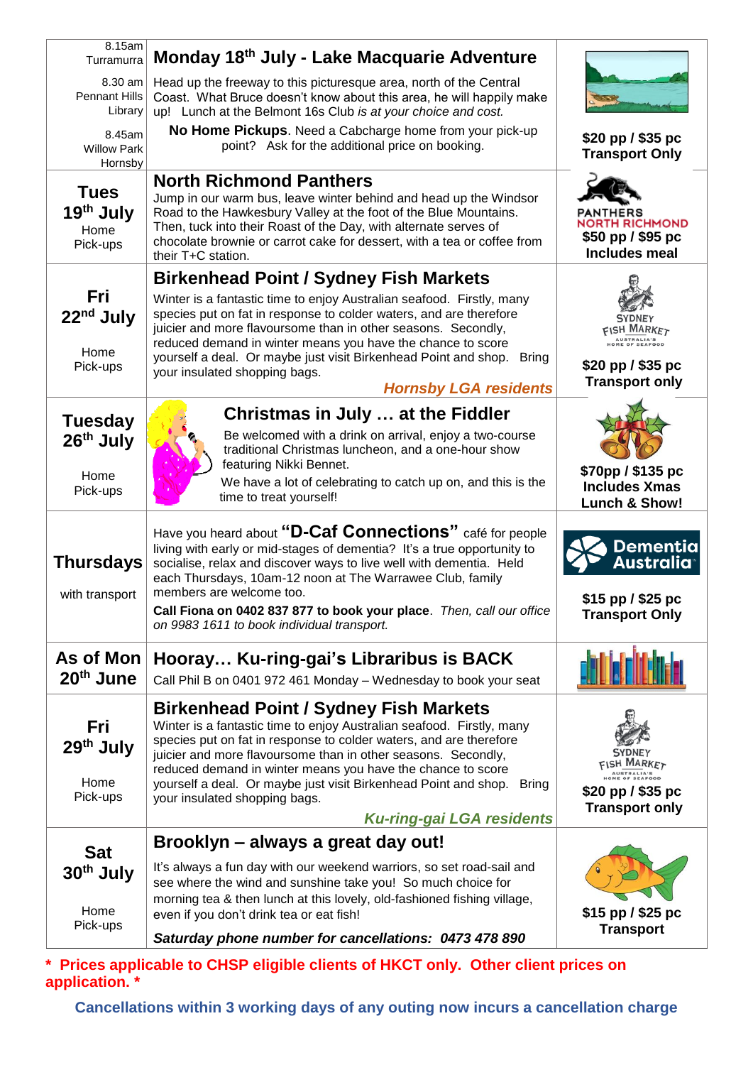| Date / Pick-up | Outing | Price |
| --- | --- | --- |
| 8.15am Turramurra<br>8.30 am Pennant Hills Library<br>8.45am Willow Park Hornsby | **Monday 18th July - Lake Macquarie Adventure**<br>Head up the freeway to this picturesque area, north of the Central Coast. What Bruce doesn't know about this area, he will happily make up! Lunch at the Belmont 16s Club *is at your choice and cost.*<br>**No Home Pickups**. Need a Cabcharge home from your pick-up point? Ask for the additional price on booking. | **$20 pp / $35 pc Transport Only** |
| **Tues 19th July**<br>Home Pick-ups | **North Richmond Panthers**<br>Jump in our warm bus, leave winter behind and head up the Windsor Road to the Hawkesbury Valley at the foot of the Blue Mountains. Then, tuck into their Roast of the Day, with alternate serves of chocolate brownie or carrot cake for dessert, with a tea or coffee from their T+C station. | PANTHERS NORTH RICHMOND<br>**$50 pp / $95 pc Includes meal** |
| **Fri 22nd July**<br>Home Pick-ups | **Birkenhead Point / Sydney Fish Markets**<br>Winter is a fantastic time to enjoy Australian seafood. Firstly, many species put on fat in response to colder waters, and are therefore juicier and more flavoursome than in other seasons. Secondly, reduced demand in winter means you have the chance to score yourself a deal. Or maybe just visit Birkenhead Point and shop. Bring your insulated shopping bags.<br>***Hornsby LGA residents*** | SYDNEY FISH MARKET AUSTRALIA'S HOME OF SEAFOOD<br>**$20 pp / $35 pc Transport only** |
| **Tuesday 26th July**<br>Home Pick-ups | **Christmas in July … at the Fiddler**<br>Be welcomed with a drink on arrival, enjoy a two-course traditional Christmas luncheon, and a one-hour show featuring Nikki Bennet.<br>We have a lot of celebrating to catch up on, and this is the time to treat yourself! | **$70pp / $135 pc Includes Xmas Lunch & Show!** |
| **Thursdays**<br>with transport | Have you heard about **"D-Caf Connections"** café for people living with early or mid-stages of dementia? It's a true opportunity to socialise, relax and discover ways to live well with dementia. Held each Thursdays, 10am-12 noon at The Warrawee Club, family members are welcome too.<br>**Call Fiona on 0402 837 877 to book your place**. *Then, call our office on 9983 1611 to book individual transport.* | Dementia Australia<br>**$15 pp / $25 pc Transport Only** |
| **As of Mon 20th June** | **Hooray… Ku-ring-gai's Libraribus is BACK**<br>Call Phil B on 0401 972 461 Monday – Wednesday to book your seat | |
| **Fri 29th July**<br>Home Pick-ups | **Birkenhead Point / Sydney Fish Markets**<br>Winter is a fantastic time to enjoy Australian seafood. Firstly, many species put on fat in response to colder waters, and are therefore juicier and more flavoursome than in other seasons. Secondly, reduced demand in winter means you have the chance to score yourself a deal. Or maybe just visit Birkenhead Point and shop. Bring your insulated shopping bags.<br>***Ku-ring-gai LGA residents*** | SYDNEY FISH MARKET AUSTRALIA'S HOME OF SEAFOOD<br>**$20 pp / $35 pc Transport only** |
| **Sat 30th July**<br>Home Pick-ups | **Brooklyn – always a great day out!**<br>It's always a fun day with our weekend warriors, so set road-sail and see where the wind and sunshine take you! So much choice for morning tea & then lunch at this lovely, old-fashioned fishing village, even if you don't drink tea or eat fish!<br>***Saturday phone number for cancellations: 0473 478 890*** | **$15 pp / $25 pc Transport** |

**\* Prices applicable to CHSP eligible clients of HKCT only. Other client prices on application. \***

**Cancellations within 3 working days of any outing now incurs a cancellation charge**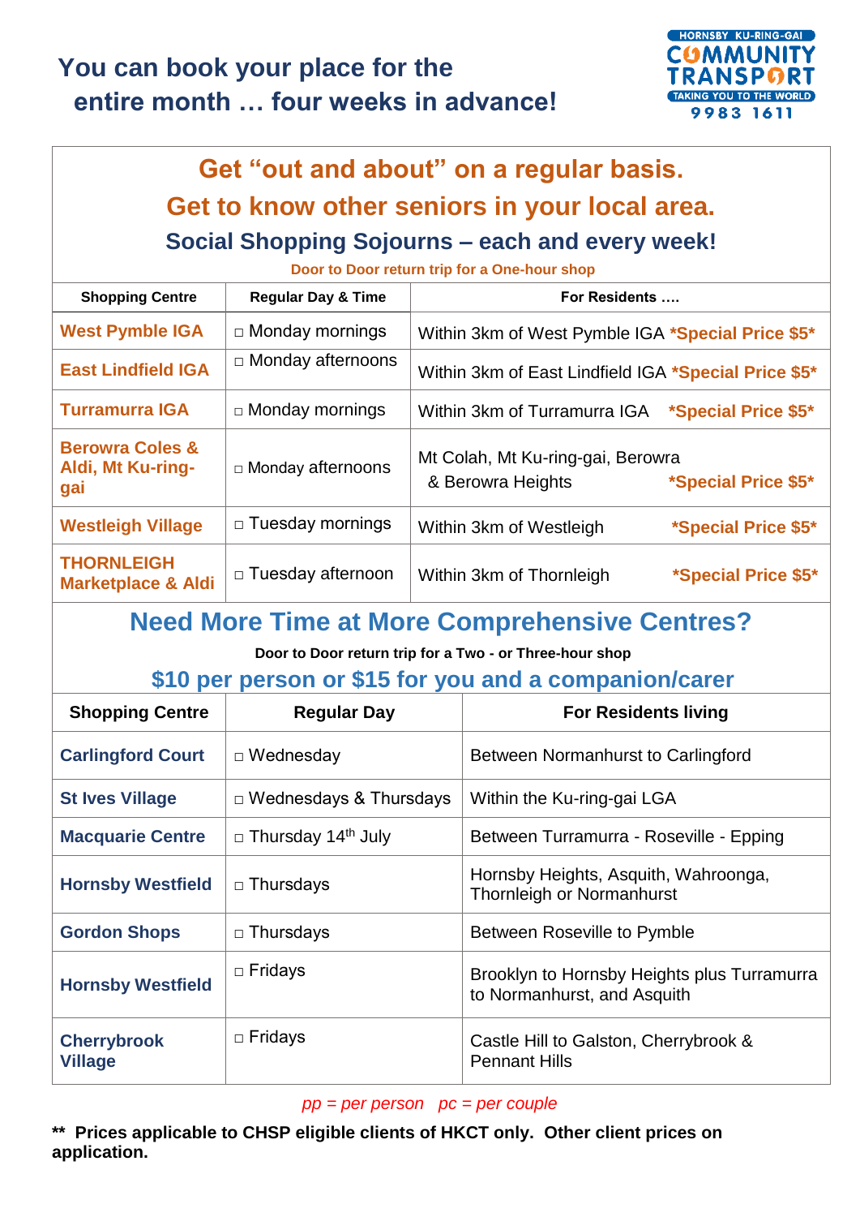# You can book your place for the entire month … four weeks in advance!

HORNSBY KU-RING-GAI COMMUNITY TRANSPORT
TAKING YOU TO THE WORLD
9983 1611

## Get "out and about" on a regular basis.
## Get to know other seniors in your local area.
### Social Shopping Sojourns – each and every week!

**Door to Door return trip for a One-hour shop**

| Shopping Centre | Regular Day & Time | For Residents …. |
|---|---|---|
| **West Pymble IGA** | □ Monday mornings | Within 3km of West Pymble IGA **\*Special Price $5\*** |
| **East Lindfield IGA** | □ Monday afternoons | Within 3km of East Lindfield IGA **\*Special Price $5\*** |
| **Turramurra IGA** | □ Monday mornings | Within 3km of Turramurra IGA **\*Special Price $5\*** |
| **Berowra Coles & Aldi, Mt Ku-ring-gai** | □ Monday afternoons | Mt Colah, Mt Ku-ring-gai, Berowra & Berowra Heights **\*Special Price $5\*** |
| **Westleigh Village** | □ Tuesday mornings | Within 3km of Westleigh **\*Special Price $5\*** |
| **THORNLEIGH Marketplace & Aldi** | □ Tuesday afternoon | Within 3km of Thornleigh **\*Special Price $5\*** |

## Need More Time at More Comprehensive Centres?

**Door to Door return trip for a Two - or Three-hour shop**

### $10 per person or $15 for you and a companion/carer

| Shopping Centre | Regular Day | For Residents living |
|---|---|---|
| **Carlingford Court** | □ Wednesday | Between Normanhurst to Carlingford |
| **St Ives Village** | □ Wednesdays & Thursdays | Within the Ku-ring-gai LGA |
| **Macquarie Centre** | □ Thursday 14th July | Between Turramurra - Roseville - Epping |
| **Hornsby Westfield** | □ Thursdays | Hornsby Heights, Asquith, Wahroonga, Thornleigh or Normanhurst |
| **Gordon Shops** | □ Thursdays | Between Roseville to Pymble |
| **Hornsby Westfield** | □ Fridays | Brooklyn to Hornsby Heights plus Turramurra to Normanhurst, and Asquith |
| **Cherrybrook Village** | □ Fridays | Castle Hill to Galston, Cherrybrook & Pennant Hills |

*pp = per person pc = per couple*

**\*\* Prices applicable to CHSP eligible clients of HKCT only. Other client prices on application.**